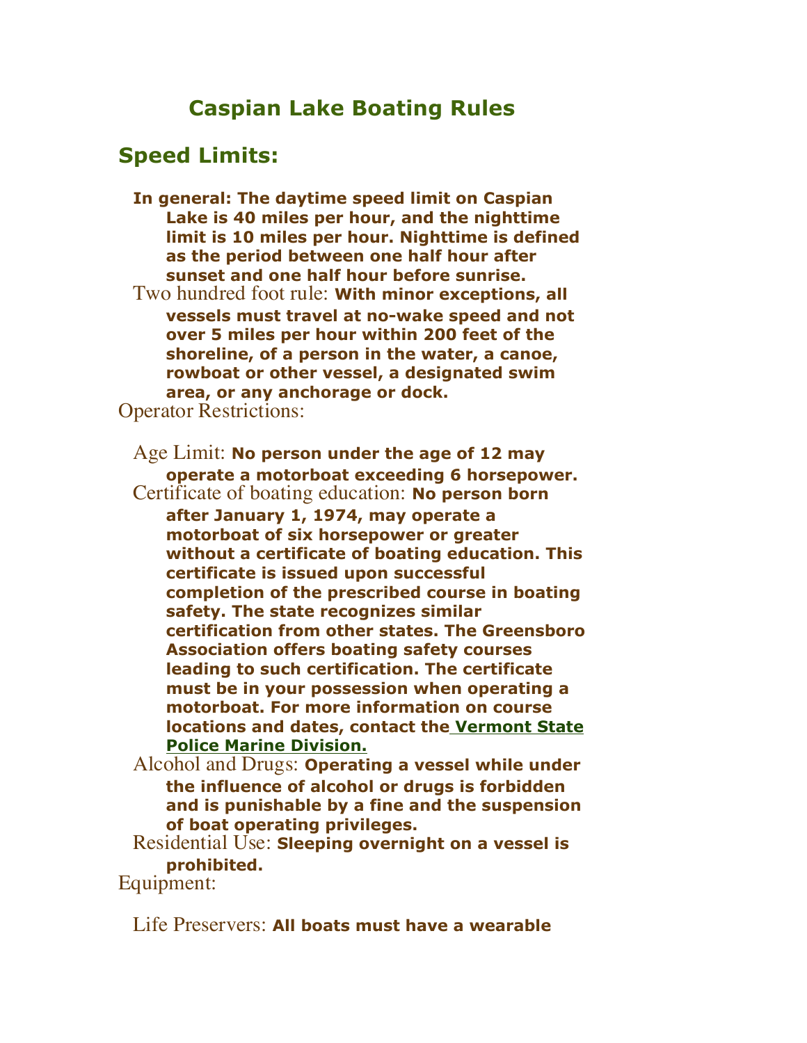# Caspian Lake Boating Rules

## Speed Limits:

**In general: The daytime speed limit on Caspian Lake is 40 miles per hour, and the nighttime limit is 10 miles per hour. Nighttime is defined as the period between one half hour after sunset and one half hour before sunrise.**

Two hundred foot rule: **With minor exceptions, all vessels must travel at no-wake speed and not over 5 miles per hour within 200 feet of the shoreline, of a person in the water, a canoe, rowboat or other vessel, a designated swim area, or any anchorage or dock.**

Operator Restrictions:

Age Limit: **No person under the age of 12 may operate a motorboat exceeding 6 horsepower.**

Certificate of boating education: **No person born after January 1, 1974, may operate a motorboat of six horsepower or greater without a certificate of boating education. This certificate is issued upon successful completion of the prescribed course in boating safety. The state recognizes similar certification from other states. The Greensboro Association offers boating safety courses leading to such certification. The certificate must be in your possession when operating a motorboat. For more information on course locations and dates, contact the Vermont State Police Marine Division.**

Alcohol and Drugs: **Operating a vessel while under the influence of alcohol or drugs is forbidden and is punishable by a fine and the suspension of boat operating privileges.**

Residential Use: **Sleeping overnight on a vessel is prohibited.**

Equipment:

Life Preservers: **All boats must have a wearable**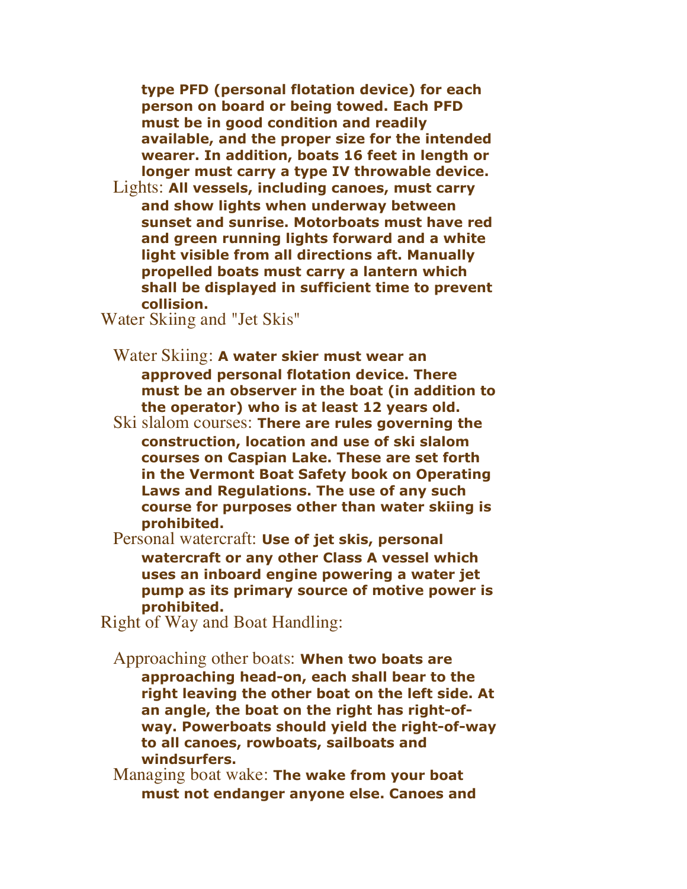type PFD (personal flotation device) for each person on board or being towed. Each PFD must be in good condition and readily available, and the proper size for the intended wearer. In addition, boats 16 feet in length or longer must carry a type IV throwable device.

Lights: **All vessels, including canoes, must carry and show lights when underway between sunset and sunrise. Motorboats must have red and green running lights forward and a white light visible from all directions aft. Manually propelled boats must carry a lantern which shall be displayed in sufficient time to prevent collision.**

## Water Skiing and "Jet Skis"

Water Skiing: **A water skier must wear an approved personal flotation device. There must be an observer in the boat (in addition to the operator) who is at least 12 years old.**

Ski slalom courses: **There are rules governing the construction, location and use of ski slalom courses on Caspian Lake. These are set forth in the Vermont Boat Safety book on Operating Laws and Regulations. The use of any such course for purposes other than water skiing is prohibited.**

Personal watercraft: **Use of jet skis, personal watercraft or any other Class A vessel which uses an inboard engine powering a water jet pump as its primary source of motive power is prohibited.**

## Right of Way and Boat Handling:

Approaching other boats: **When two boats are approaching head-on, each shall bear to the right leaving the other boat on the left side. At an angle, the boat on the right has right-of-way. Powerboats should yield the right-of-way to all canoes, rowboats, sailboats and windsurfers.**

Managing boat wake: **The wake from your boat must not endanger anyone else. Canoes and**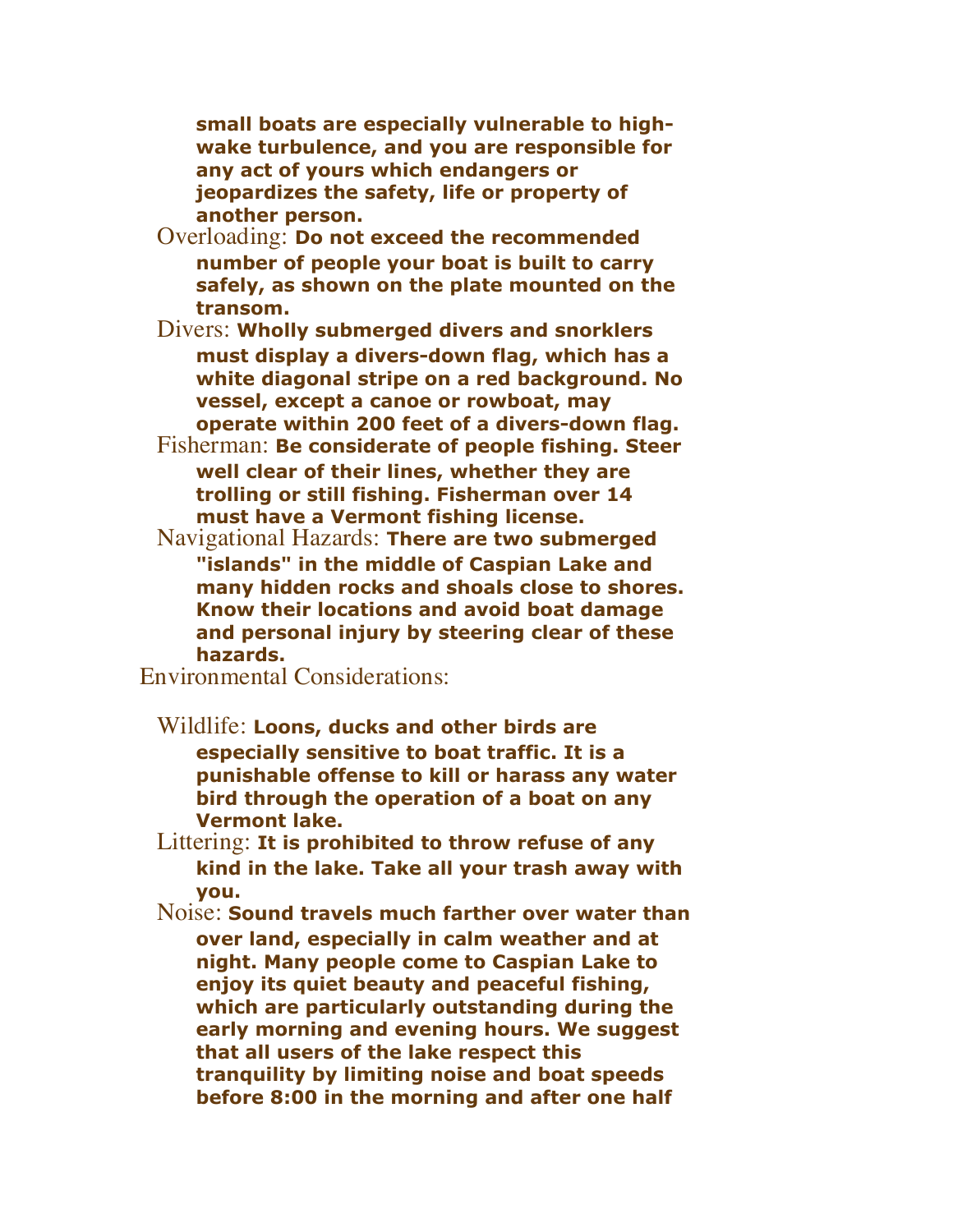**small boats are especially vulnerable to high-wake turbulence, and you are responsible for any act of yours which endangers or jeopardizes the safety, life or property of another person.**

Overloading: **Do not exceed the recommended number of people your boat is built to carry safely, as shown on the plate mounted on the transom.**

Divers: **Wholly submerged divers and snorklers must display a divers-down flag, which has a white diagonal stripe on a red background. No vessel, except a canoe or rowboat, may operate within 200 feet of a divers-down flag.**

Fisherman: **Be considerate of people fishing. Steer well clear of their lines, whether they are trolling or still fishing. Fisherman over 14 must have a Vermont fishing license.**

Navigational Hazards: **There are two submerged "islands" in the middle of Caspian Lake and many hidden rocks and shoals close to shores. Know their locations and avoid boat damage and personal injury by steering clear of these hazards.**

Environmental Considerations:

Wildlife: **Loons, ducks and other birds are especially sensitive to boat traffic. It is a punishable offense to kill or harass any water bird through the operation of a boat on any Vermont lake.**

Littering: **It is prohibited to throw refuse of any kind in the lake. Take all your trash away with you.**

Noise: **Sound travels much farther over water than over land, especially in calm weather and at night. Many people come to Caspian Lake to enjoy its quiet beauty and peaceful fishing, which are particularly outstanding during the early morning and evening hours. We suggest that all users of the lake respect this tranquility by limiting noise and boat speeds before 8:00 in the morning and after one half**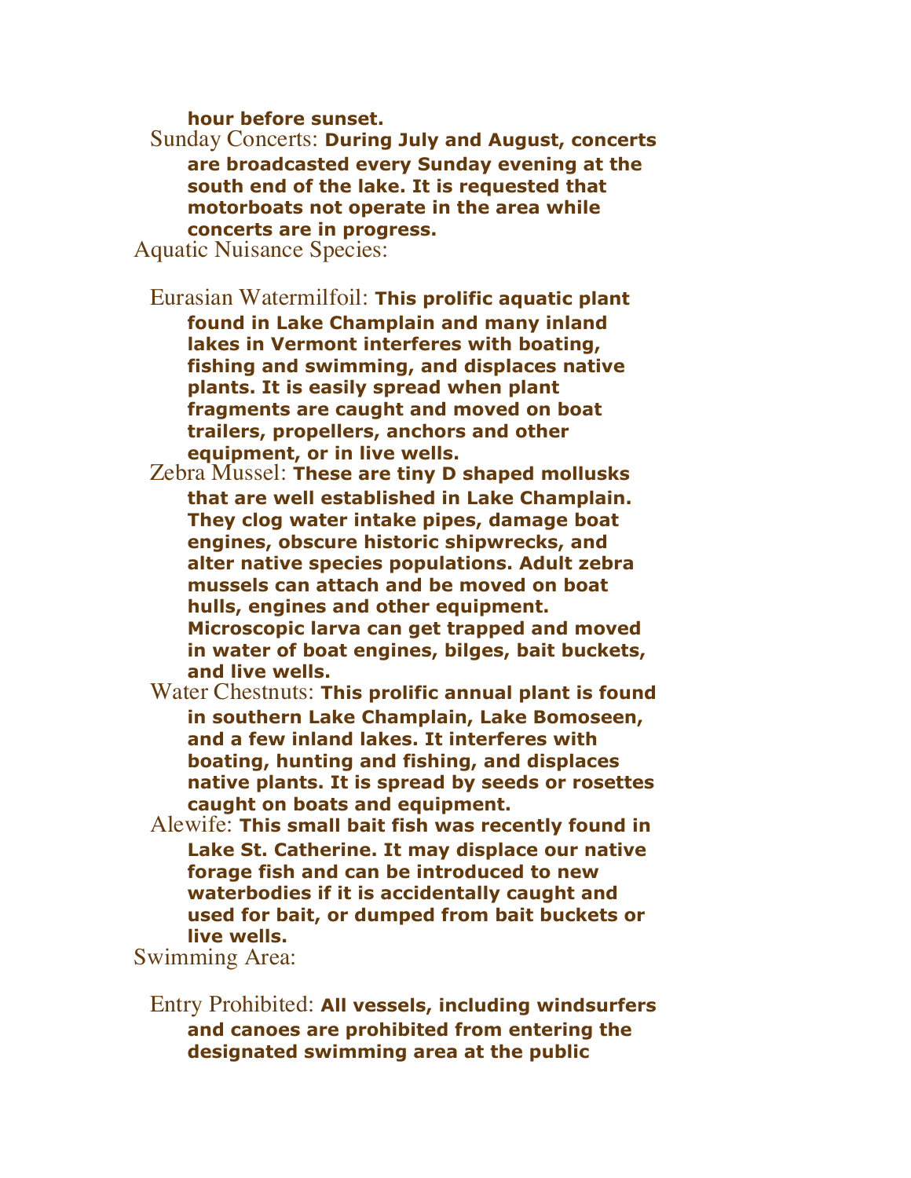**hour before sunset.**

- Sunday Concerts: **During July and August, concerts are broadcasted every Sunday evening at the south end of the lake. It is requested that motorboats not operate in the area while concerts are in progress.**

Aquatic Nuisance Species:

- Eurasian Watermilfoil: **This prolific aquatic plant found in Lake Champlain and many inland lakes in Vermont interferes with boating, fishing and swimming, and displaces native plants. It is easily spread when plant fragments are caught and moved on boat trailers, propellers, anchors and other equipment, or in live wells.**
- Zebra Mussel: **These are tiny D shaped mollusks that are well established in Lake Champlain. They clog water intake pipes, damage boat engines, obscure historic shipwrecks, and alter native species populations. Adult zebra mussels can attach and be moved on boat hulls, engines and other equipment. Microscopic larva can get trapped and moved in water of boat engines, bilges, bait buckets, and live wells.**
- Water Chestnuts: **This prolific annual plant is found in southern Lake Champlain, Lake Bomoseen, and a few inland lakes. It interferes with boating, hunting and fishing, and displaces native plants. It is spread by seeds or rosettes caught on boats and equipment.**
- Alewife: **This small bait fish was recently found in Lake St. Catherine. It may displace our native forage fish and can be introduced to new waterbodies if it is accidentally caught and used for bait, or dumped from bait buckets or live wells.**

Swimming Area:

- Entry Prohibited: **All vessels, including windsurfers and canoes are prohibited from entering the designated swimming area at the public**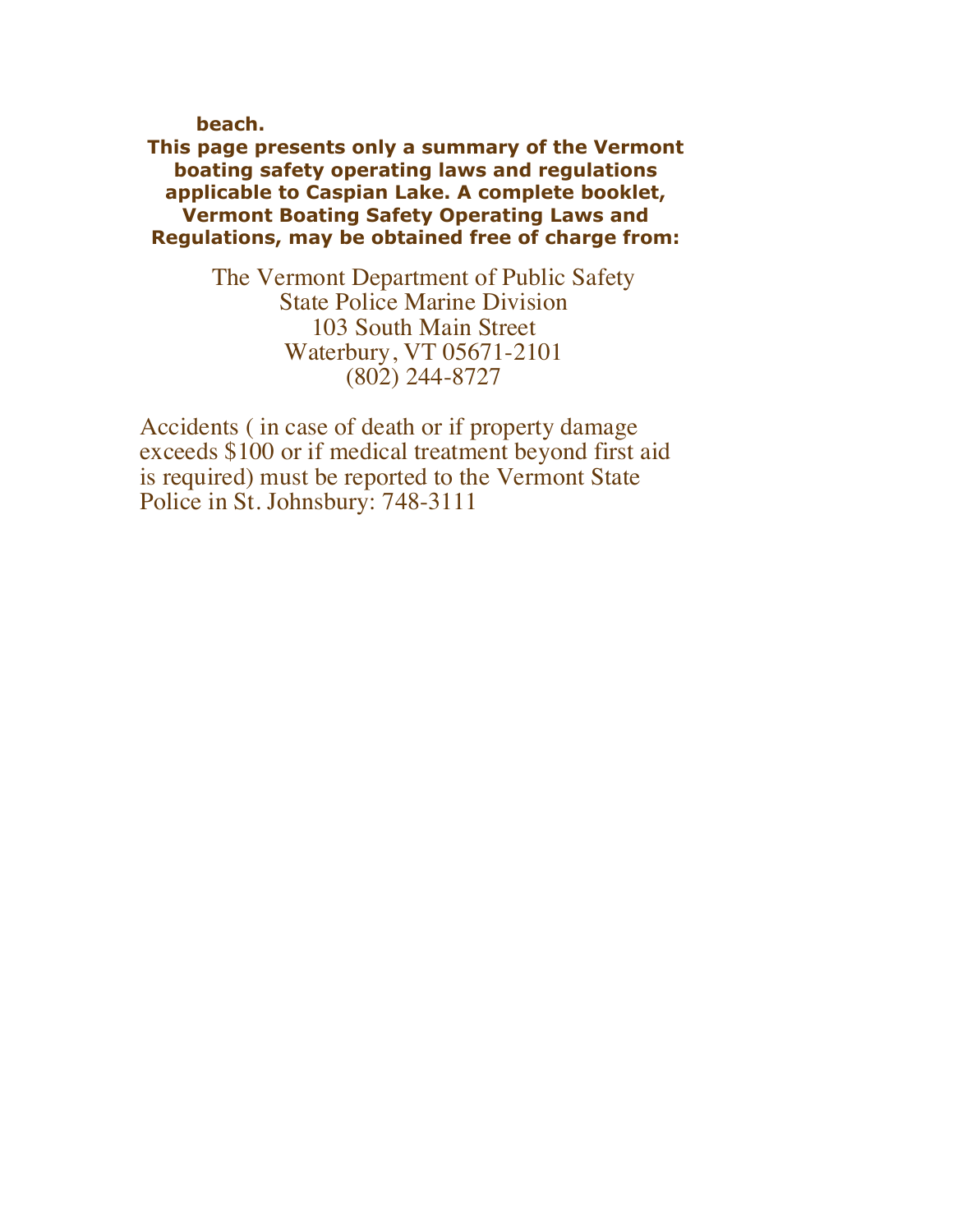**beach.**

**This page presents only a summary of the Vermont boating safety operating laws and regulations applicable to Caspian Lake. A complete booklet, Vermont Boating Safety Operating Laws and Regulations, may be obtained free of charge from:**

The Vermont Department of Public Safety
State Police Marine Division
103 South Main Street
Waterbury, VT 05671-2101
(802) 244-8727

Accidents ( in case of death or if property damage exceeds $100 or if medical treatment beyond first aid is required) must be reported to the Vermont State Police in St. Johnsbury: 748-3111